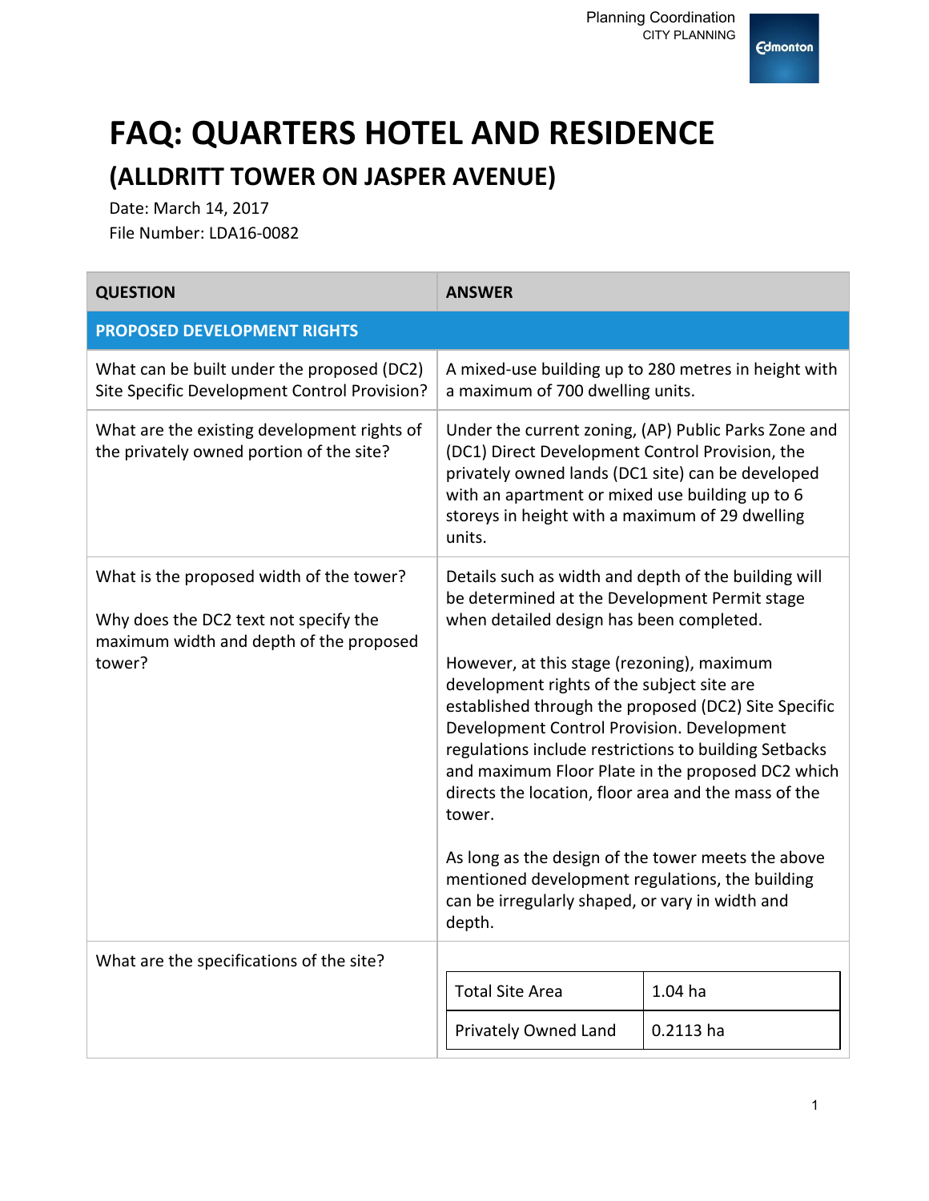Planning Coordination
CITY PLANNING

# FAQ: QUARTERS HOTEL AND RESIDENCE

## (ALLDRITT TOWER ON JASPER AVENUE)

Date: March 14, 2017
File Number: LDA16-0082

| QUESTION | ANSWER |
|---|---|
| **PROPOSED DEVELOPMENT RIGHTS** | |
| What can be built under the proposed (DC2) Site Specific Development Control Provision? | A mixed-use building up to 280 metres in height with a maximum of 700 dwelling units. |
| What are the existing development rights of the privately owned portion of the site? | Under the current zoning, (AP) Public Parks Zone and (DC1) Direct Development Control Provision, the privately owned lands (DC1 site) can be developed with an apartment or mixed use building up to 6 storeys in height with a maximum of 29 dwelling units. |
| What is the proposed width of the tower?<br><br>Why does the DC2 text not specify the maximum width and depth of the proposed tower? | Details such as width and depth of the building will be determined at the Development Permit stage when detailed design has been completed.<br><br>However, at this stage (rezoning), maximum development rights of the subject site are established through the proposed (DC2) Site Specific Development Control Provision. Development regulations include restrictions to building Setbacks and maximum Floor Plate in the proposed DC2 which directs the location, floor area and the mass of the tower.<br><br>As long as the design of the tower meets the above mentioned development regulations, the building can be irregularly shaped, or vary in width and depth. |
| What are the specifications of the site? | Total Site Area: 1.04 ha<br>Privately Owned Land: 0.2113 ha |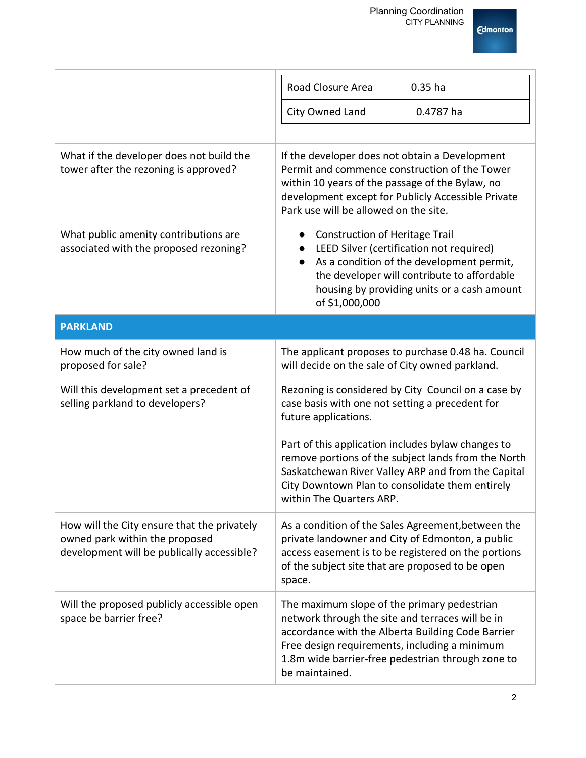| | |
|---|---|
| | Road Closure Area: 0.35 ha<br>City Owned Land: 0.4787 ha |
| What if the developer does not build the tower after the rezoning is approved? | If the developer does not obtain a Development Permit and commence construction of the Tower within 10 years of the passage of the Bylaw, no development except for Publicly Accessible Private Park use will be allowed on the site. |
| What public amenity contributions are associated with the proposed rezoning? | • Construction of Heritage Trail<br>• LEED Silver (certification not required)<br>• As a condition of the development permit, the developer will contribute to affordable housing by providing units or a cash amount of $1,000,000 |
| **PARKLAND** | |
| How much of the city owned land is proposed for sale? | The applicant proposes to purchase 0.48 ha. Council will decide on the sale of City owned parkland. |
| Will this development set a precedent of selling parkland to developers? | Rezoning is considered by City Council on a case by case basis with one not setting a precedent for future applications.<br><br>Part of this application includes bylaw changes to remove portions of the subject lands from the North Saskatchewan River Valley ARP and from the Capital City Downtown Plan to consolidate them entirely within The Quarters ARP. |
| How will the City ensure that the privately owned park within the proposed development will be publically accessible? | As a condition of the Sales Agreement,between the private landowner and City of Edmonton, a public access easement is to be registered on the portions of the subject site that are proposed to be open space. |
| Will the proposed publicly accessible open space be barrier free? | The maximum slope of the primary pedestrian network through the site and terraces will be in accordance with the Alberta Building Code Barrier Free design requirements, including a minimum 1.8m wide barrier-free pedestrian through zone to be maintained. |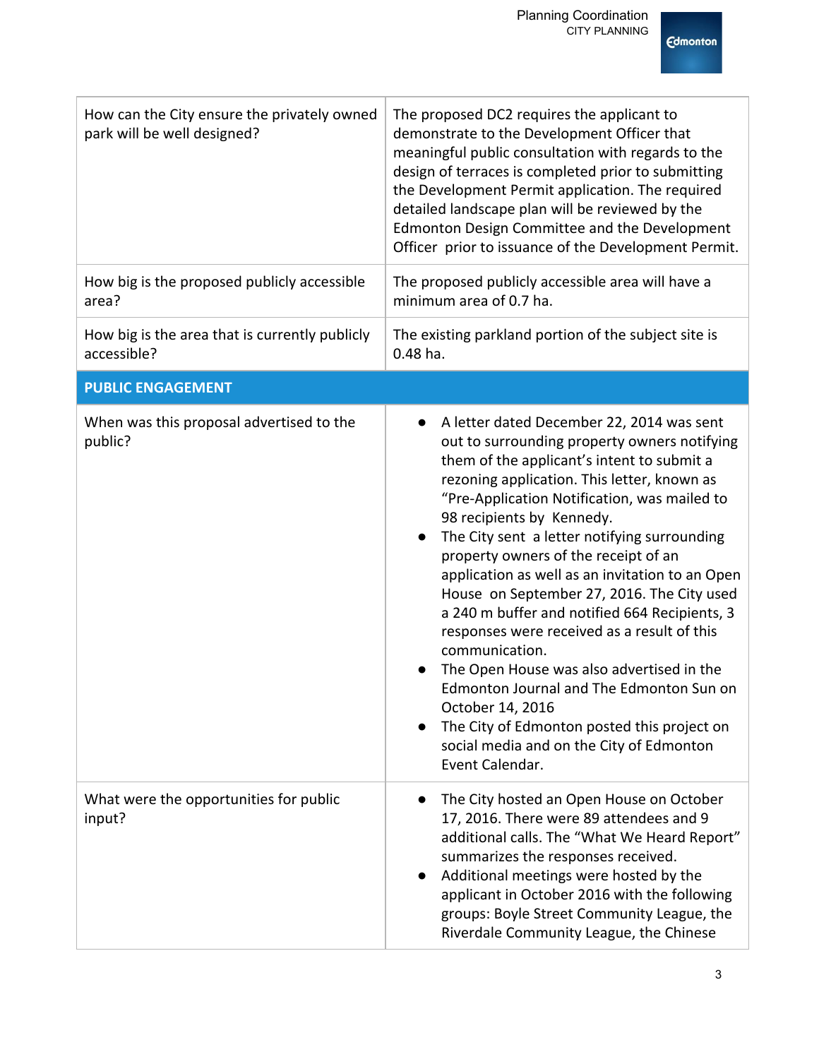| | |
|---|---|
| How can the City ensure the privately owned park will be well designed? | The proposed DC2 requires the applicant to demonstrate to the Development Officer that meaningful public consultation with regards to the design of terraces is completed prior to submitting the Development Permit application. The required detailed landscape plan will be reviewed by the Edmonton Design Committee and the Development Officer prior to issuance of the Development Permit. |
| How big is the proposed publicly accessible area? | The proposed publicly accessible area will have a minimum area of 0.7 ha. |
| How big is the area that is currently publicly accessible? | The existing parkland portion of the subject site is 0.48 ha. |
| **PUBLIC ENGAGEMENT** | |
| When was this proposal advertised to the public? | • A letter dated December 22, 2014 was sent out to surrounding property owners notifying them of the applicant's intent to submit a rezoning application. This letter, known as "Pre-Application Notification, was mailed to 98 recipients by Kennedy.<br>• The City sent a letter notifying surrounding property owners of the receipt of an application as well as an invitation to an Open House on September 27, 2016. The City used a 240 m buffer and notified 664 Recipients, 3 responses were received as a result of this communication.<br>• The Open House was also advertised in the Edmonton Journal and The Edmonton Sun on October 14, 2016<br>• The City of Edmonton posted this project on social media and on the City of Edmonton Event Calendar. |
| What were the opportunities for public input? | • The City hosted an Open House on October 17, 2016. There were 89 attendees and 9 additional calls. The "What We Heard Report" summarizes the responses received.<br>• Additional meetings were hosted by the applicant in October 2016 with the following groups: Boyle Street Community League, the Riverdale Community League, the Chinese |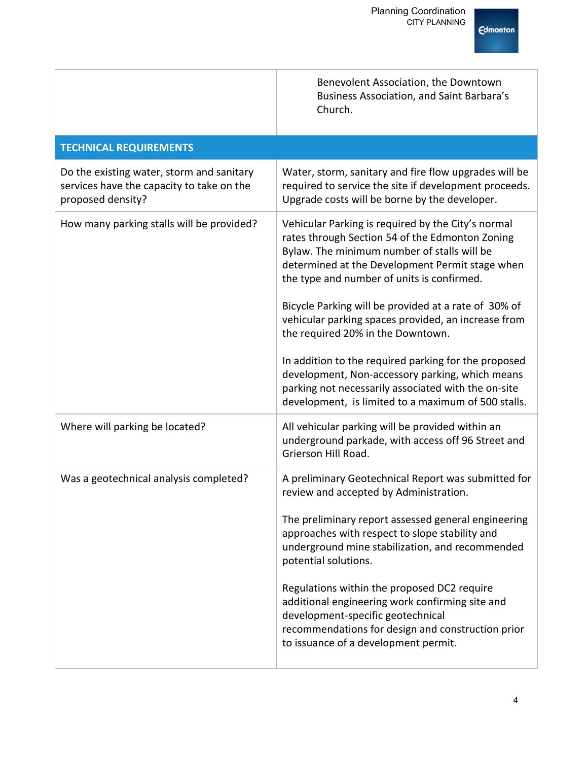| | |
|---|---|
| | Benevolent Association, the Downtown Business Association, and Saint Barbara's Church. |
| **TECHNICAL REQUIREMENTS** | |
| Do the existing water, storm and sanitary services have the capacity to take on the proposed density? | Water, storm, sanitary and fire flow upgrades will be required to service the site if development proceeds. Upgrade costs will be borne by the developer. |
| How many parking stalls will be provided? | Vehicular Parking is required by the City's normal rates through Section 54 of the Edmonton Zoning Bylaw. The minimum number of stalls will be determined at the Development Permit stage when the type and number of units is confirmed.<br><br>Bicycle Parking will be provided at a rate of 30% of vehicular parking spaces provided, an increase from the required 20% in the Downtown.<br><br>In addition to the required parking for the proposed development, Non-accessory parking, which means parking not necessarily associated with the on-site development, is limited to a maximum of 500 stalls. |
| Where will parking be located? | All vehicular parking will be provided within an underground parkade, with access off 96 Street and Grierson Hill Road. |
| Was a geotechnical analysis completed? | A preliminary Geotechnical Report was submitted for review and accepted by Administration.<br><br>The preliminary report assessed general engineering approaches with respect to slope stability and underground mine stabilization, and recommended potential solutions.<br><br>Regulations within the proposed DC2 require additional engineering work confirming site and development-specific geotechnical recommendations for design and construction prior to issuance of a development permit. |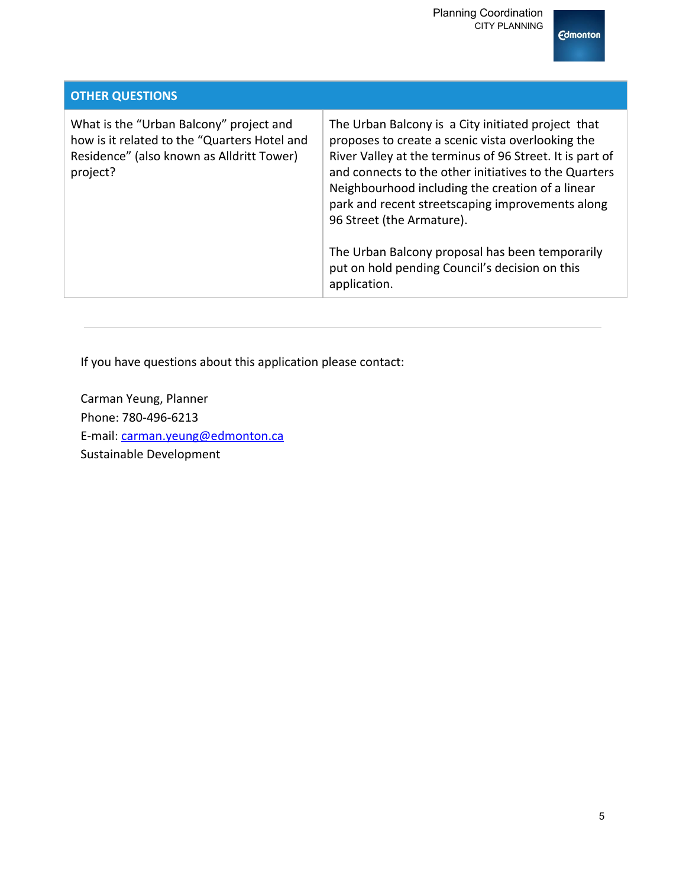| OTHER QUESTIONS | |
| --- | --- |
| What is the "Urban Balcony" project and how is it related to the "Quarters Hotel and Residence" (also known as Alldritt Tower) project? | The Urban Balcony is a City initiated project that proposes to create a scenic vista overlooking the River Valley at the terminus of 96 Street. It is part of and connects to the other initiatives to the Quarters Neighbourhood including the creation of a linear park and recent streetscaping improvements along 96 Street (the Armature).<br><br>The Urban Balcony proposal has been temporarily put on hold pending Council's decision on this application. |

---

If you have questions about this application please contact:

Carman Yeung, Planner
Phone: 780-496-6213
E-mail: carman.yeung@edmonton.ca
Sustainable Development